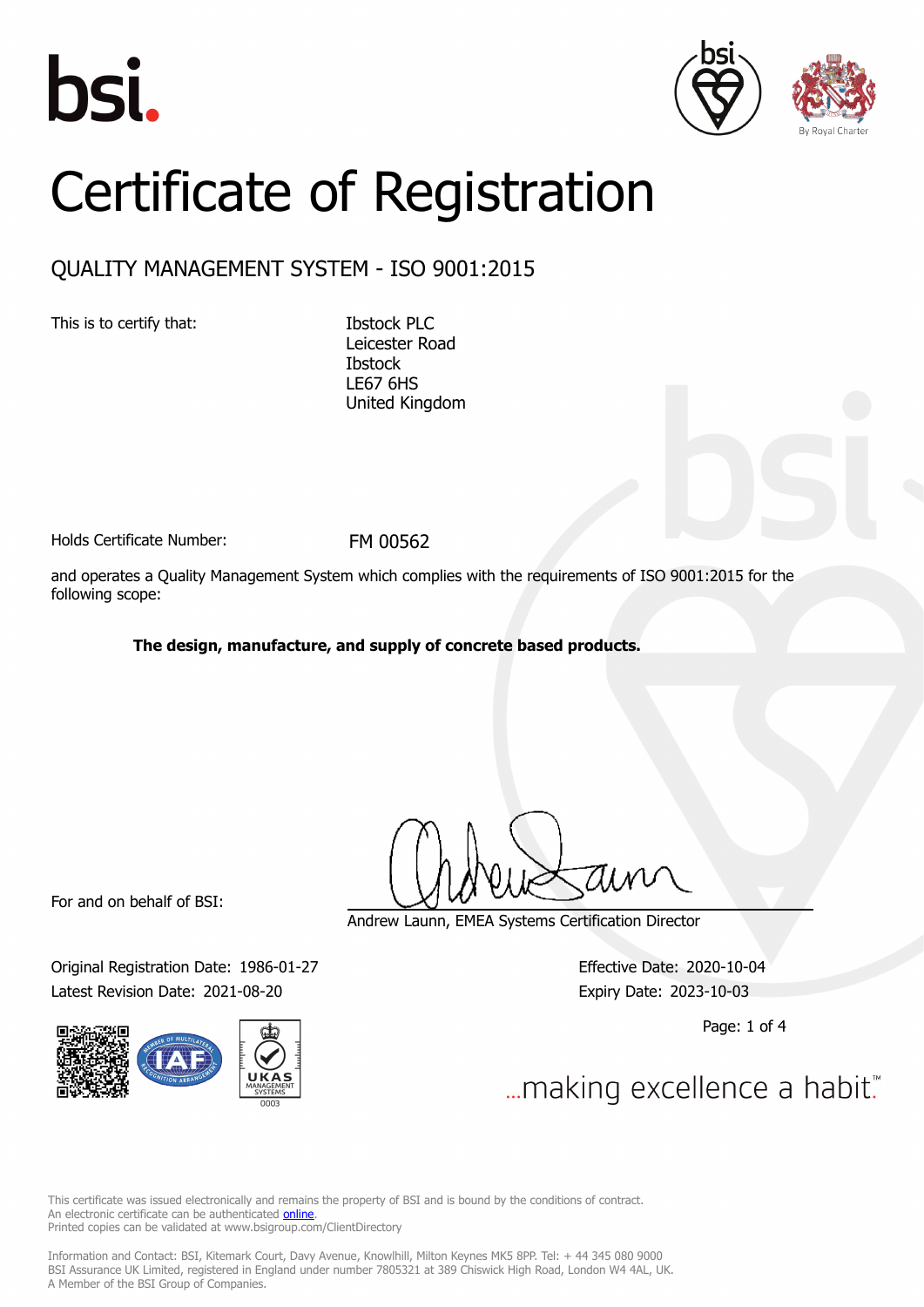# Certificate of Registration

## QUALITY MANAGEMENT SYSTEM - ISO 9001:2015

This is to certify that:

Ibstock PLC
Leicester Road
Ibstock
LE67 6HS
United Kingdom

Holds Certificate Number: FM 00562

and operates a Quality Management System which complies with the requirements of ISO 9001:2015 for the following scope:

**The design, manufacture, and supply of concrete based products.**

For and on behalf of BSI:

Andrew Launn, EMEA Systems Certification Director

Original Registration Date: 1986-01-27
Latest Revision Date: 2021-08-20

Effective Date: 2020-10-04
Expiry Date: 2023-10-03

...making excellence a habit.™

This certificate was issued electronically and remains the property of BSI and is bound by the conditions of contract.
An electronic certificate can be authenticated online.
Printed copies can be validated at www.bsigroup.com/ClientDirectory

Information and Contact: BSI, Kitemark Court, Davy Avenue, Knowlhill, Milton Keynes MK5 8PP. Tel: + 44 345 080 9000
BSI Assurance UK Limited, registered in England under number 7805321 at 389 Chiswick High Road, London W4 4AL, UK.
A Member of the BSI Group of Companies.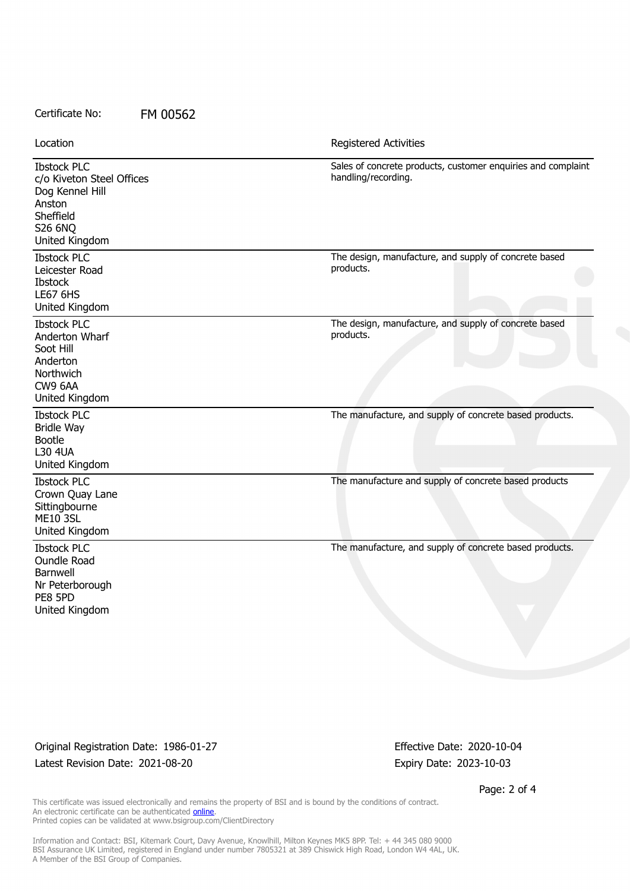Certificate No: FM 00562

| Location | Registered Activities |
| --- | --- |
| Ibstock PLC<br>c/o Kiveton Steel Offices<br>Dog Kennel Hill<br>Anston<br>Sheffield<br>S26 6NQ<br>United Kingdom | Sales of concrete products, customer enquiries and complaint handling/recording. |
| Ibstock PLC<br>Leicester Road<br>Ibstock<br>LE67 6HS<br>United Kingdom | The design, manufacture, and supply of concrete based products. |
| Ibstock PLC<br>Anderton Wharf<br>Soot Hill<br>Anderton<br>Northwich<br>CW9 6AA<br>United Kingdom | The design, manufacture, and supply of concrete based products. |
| Ibstock PLC<br>Bridle Way<br>Bootle<br>L30 4UA<br>United Kingdom | The manufacture, and supply of concrete based products. |
| Ibstock PLC<br>Crown Quay Lane<br>Sittingbourne<br>ME10 3SL<br>United Kingdom | The manufacture and supply of concrete based products |
| Ibstock PLC<br>Oundle Road<br>Barnwell<br>Nr Peterborough<br>PE8 5PD<br>United Kingdom | The manufacture, and supply of concrete based products. |

Original Registration Date: 1986-01-27
Latest Revision Date: 2021-08-20

Effective Date: 2020-10-04
Expiry Date: 2023-10-03

This certificate was issued electronically and remains the property of BSI and is bound by the conditions of contract.
An electronic certificate can be authenticated online.
Printed copies can be validated at www.bsigroup.com/ClientDirectory

Information and Contact: BSI, Kitemark Court, Davy Avenue, Knowlhill, Milton Keynes MK5 8PP. Tel: + 44 345 080 9000
BSI Assurance UK Limited, registered in England under number 7805321 at 389 Chiswick High Road, London W4 4AL, UK.
A Member of the BSI Group of Companies.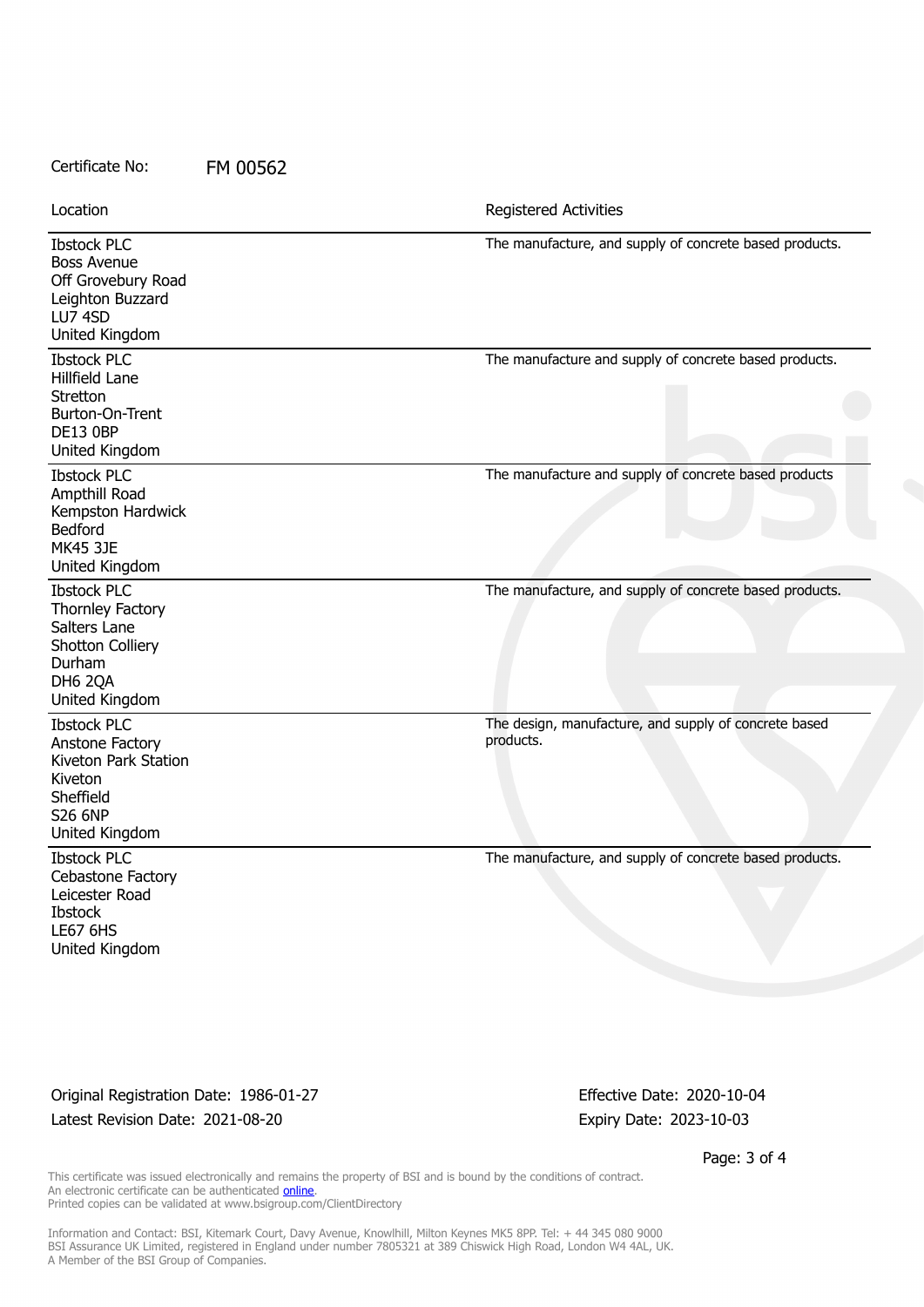Certificate No: FM 00562

| Location | Registered Activities |
| --- | --- |
| Ibstock PLC<br>Boss Avenue<br>Off Grovebury Road<br>Leighton Buzzard<br>LU7 4SD<br>United Kingdom | The manufacture, and supply of concrete based products. |
| Ibstock PLC<br>Hillfield Lane<br>Stretton<br>Burton-On-Trent<br>DE13 0BP<br>United Kingdom | The manufacture and supply of concrete based products. |
| Ibstock PLC<br>Ampthill Road<br>Kempston Hardwick<br>Bedford<br>MK45 3JE<br>United Kingdom | The manufacture and supply of concrete based products |
| Ibstock PLC<br>Thornley Factory<br>Salters Lane<br>Shotton Colliery<br>Durham<br>DH6 2QA<br>United Kingdom | The manufacture, and supply of concrete based products. |
| Ibstock PLC<br>Anstone Factory<br>Kiveton Park Station<br>Kiveton<br>Sheffield<br>S26 6NP<br>United Kingdom | The design, manufacture, and supply of concrete based products. |
| Ibstock PLC<br>Cebastone Factory<br>Leicester Road<br>Ibstock<br>LE67 6HS<br>United Kingdom | The manufacture, and supply of concrete based products. |

Original Registration Date: 1986-01-27
Latest Revision Date: 2021-08-20

Effective Date: 2020-10-04
Expiry Date: 2023-10-03

This certificate was issued electronically and remains the property of BSI and is bound by the conditions of contract.
An electronic certificate can be authenticated online.
Printed copies can be validated at www.bsigroup.com/ClientDirectory

Information and Contact: BSI, Kitemark Court, Davy Avenue, Knowlhill, Milton Keynes MK5 8PP. Tel: + 44 345 080 9000
BSI Assurance UK Limited, registered in England under number 7805321 at 389 Chiswick High Road, London W4 4AL, UK.
A Member of the BSI Group of Companies.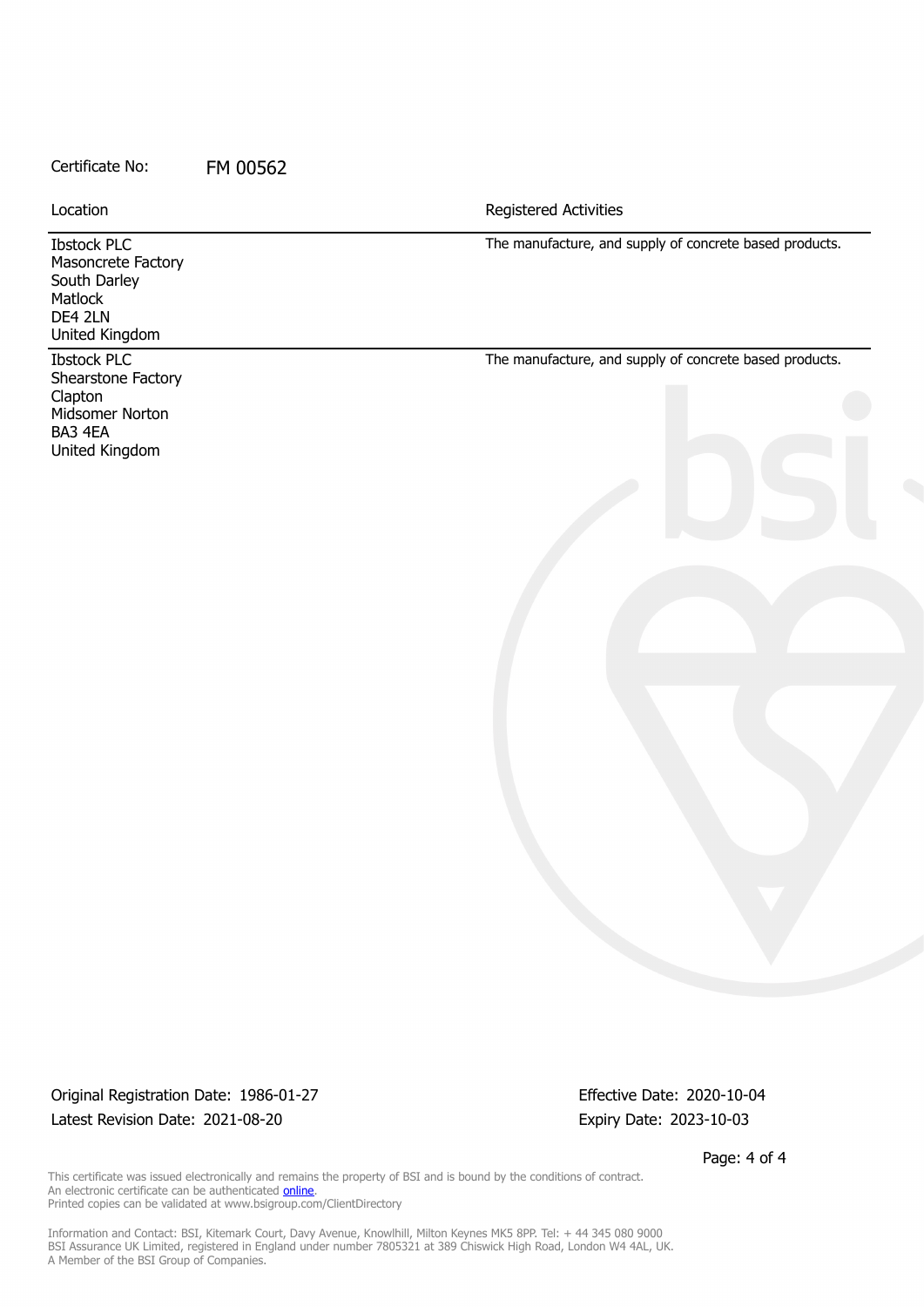Certificate No: FM 00562

| Location | Registered Activities |
| --- | --- |
| Ibstock PLC<br>Masoncrete Factory<br>South Darley<br>Matlock<br>DE4 2LN<br>United Kingdom | The manufacture, and supply of concrete based products. |
| Ibstock PLC<br>Shearstone Factory<br>Clapton<br>Midsomer Norton<br>BA3 4EA<br>United Kingdom | The manufacture, and supply of concrete based products. |

Original Registration Date: 1986-01-27

Latest Revision Date: 2021-08-20

Effective Date: 2020-10-04

Expiry Date: 2023-10-03

This certificate was issued electronically and remains the property of BSI and is bound by the conditions of contract.
An electronic certificate can be authenticated online.
Printed copies can be validated at www.bsigroup.com/ClientDirectory

Information and Contact: BSI, Kitemark Court, Davy Avenue, Knowlhill, Milton Keynes MK5 8PP. Tel: + 44 345 080 9000
BSI Assurance UK Limited, registered in England under number 7805321 at 389 Chiswick High Road, London W4 4AL, UK.
A Member of the BSI Group of Companies.